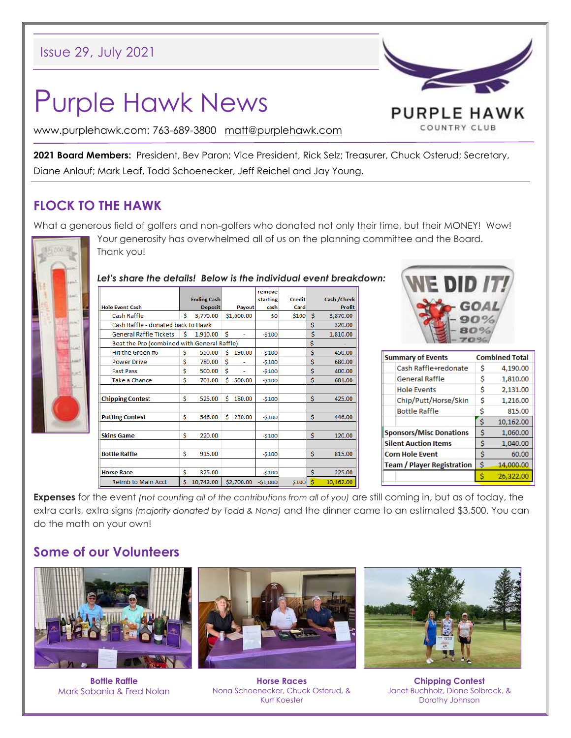Issue 29, July 2021

# Purple Hawk News

www.purplehawk.com: 763-689-3800 matt@purplehawk.com

PURPLE HAWK COUNTRY CLUB

**2021 Board Members:** President, Bev Paron; Vice President, Rick Selz; Treasurer, Chuck Osterud; Secretary, Diane Anlauf; Mark Leaf, Todd Schoenecker, Jeff Reichel and Jay Young.

## FLOCK TO THE HAWK

What a generous field of golfers and non-golfers who donated not only their time, but their MONEY! Wow! Your generosity has overwhelmed all of us on the planning committee and the Board. Thank you!

***Let's share the details! Below is the individual event breakdown:***

| Hole Event Cash | Ending Cash Deposit | Payout | remove starting cash | Credit Card | Cash /Check Profit |
|---|---|---|---|---|---|
| Cash Raffle | $ 3,770.00 | $1,600.00 | $0 | $100 | $ 3,870.00 |
| Cash Raffle - donated back to Hawk | | | | | $ 320.00 |
| General Raffle Tickets | $ 1,910.00 | $ - | -$100 | | $ 1,810.00 |
| Beat the Pro (combined with General Raffle) | | | | | $ - |
| Hit the Green #6 | $ 550.00 | $ 190.00 | -$100 | | $ 450.00 |
| Power Drive | $ 780.00 | $ - | -$100 | | $ 680.00 |
| Fast Pass | $ 500.00 | $ - | -$100 | | $ 400.00 |
| Take a Chance | $ 701.00 | $ 500.00 | -$100 | | $ 601.00 |
| | | | | | |
| **Chipping Contest** | $ 525.00 | $ 180.00 | -$100 | | $ 425.00 |
| | | | | | |
| **Putting Contest** | $ 546.00 | $ 230.00 | -$100 | | $ 446.00 |
| | | | | | |
| **Skins Game** | $ 220.00 | | -$100 | | $ 120.00 |
| | | | | | |
| **Bottle Raffle** | $ 915.00 | | -$100 | | $ 815.00 |
| | | | | | |
| **Horse Race** | $ 325.00 | | -$100 | | $ 225.00 |
| Reimb to Main Acct | $ 10,742.00 | $2,700.00 | -$1,000 | $100 | $ 10,162.00 |

WE DID IT! GOAL 90% 80% 70%

| Summary of Events | Combined Total |
|---|---|
| Cash Raffle+redonate | $ 4,190.00 |
| General Raffle | $ 1,810.00 |
| Hole Events | $ 2,131.00 |
| Chip/Putt/Horse/Skin | $ 1,216.00 |
| Bottle Raffle | $ 815.00 |
| | $ 10,162.00 |
| **Sponsors/Misc Donations** | $ 1,060.00 |
| **Silent Auction Items** | $ 1,040.00 |
| **Corn Hole Event** | $ 60.00 |
| **Team / Player Registration** | $ 14,000.00 |
| | $ 26,322.00 |

**Expenses** for the event *(not counting all of the contributions from all of you)* are still coming in, but as of today, the extra carts, extra signs *(majority donated by Todd & Nona)* and the dinner came to an estimated $3,500. You can do the math on your own!

## Some of our Volunteers

**Bottle Raffle**
Mark Sobania & Fred Nolan

**Horse Races**
Nona Schoenecker, Chuck Osterud, & Kurt Koester

**Chipping Contest**
Janet Buchholz, Diane Solbrack, & Dorothy Johnson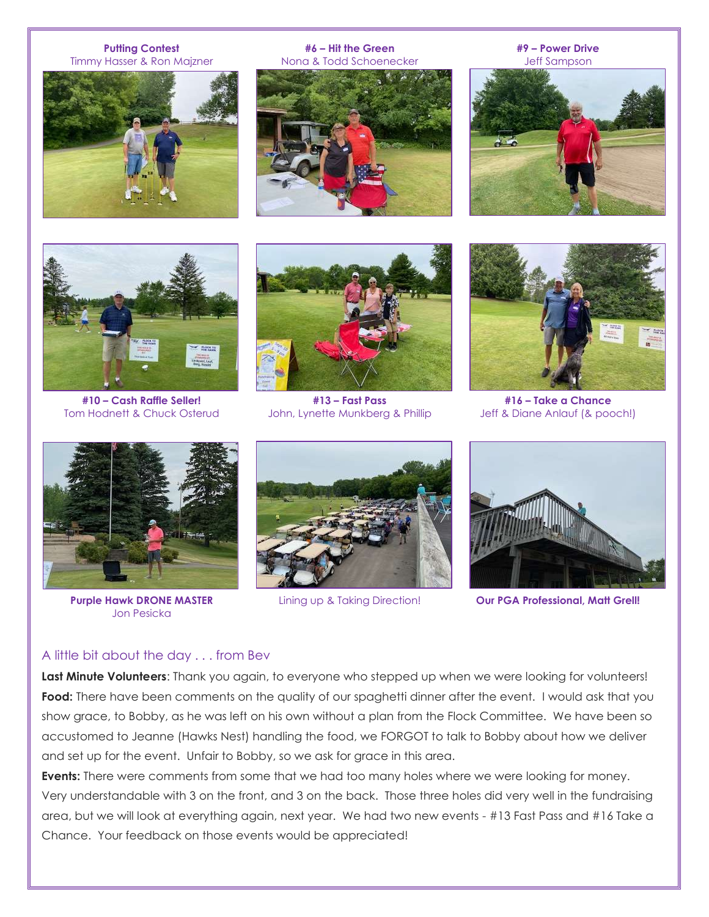**Putting Contest**
Timmy Hasser & Ron Majzner

**#6 – Hit the Green**
Nona & Todd Schoenecker

**#9 – Power Drive**
Jeff Sampson

**#10 – Cash Raffle Seller!**
Tom Hodnett & Chuck Osterud

**#13 – Fast Pass**
John, Lynette Munkberg & Phillip

**#16 – Take a Chance**
Jeff & Diane Anlauf (& pooch!)

**Purple Hawk DRONE MASTER**
Jon Pesicka

Lining up & Taking Direction!

**Our PGA Professional, Matt Grell!**

## A little bit about the day . . . from Bev

**Last Minute Volunteers**: Thank you again, to everyone who stepped up when we were looking for volunteers!

**Food:** There have been comments on the quality of our spaghetti dinner after the event. I would ask that you show grace, to Bobby, as he was left on his own without a plan from the Flock Committee. We have been so accustomed to Jeanne (Hawks Nest) handling the food, we FORGOT to talk to Bobby about how we deliver and set up for the event. Unfair to Bobby, so we ask for grace in this area.

**Events:** There were comments from some that we had too many holes where we were looking for money. Very understandable with 3 on the front, and 3 on the back. Those three holes did very well in the fundraising area, but we will look at everything again, next year. We had two new events - #13 Fast Pass and #16 Take a Chance. Your feedback on those events would be appreciated!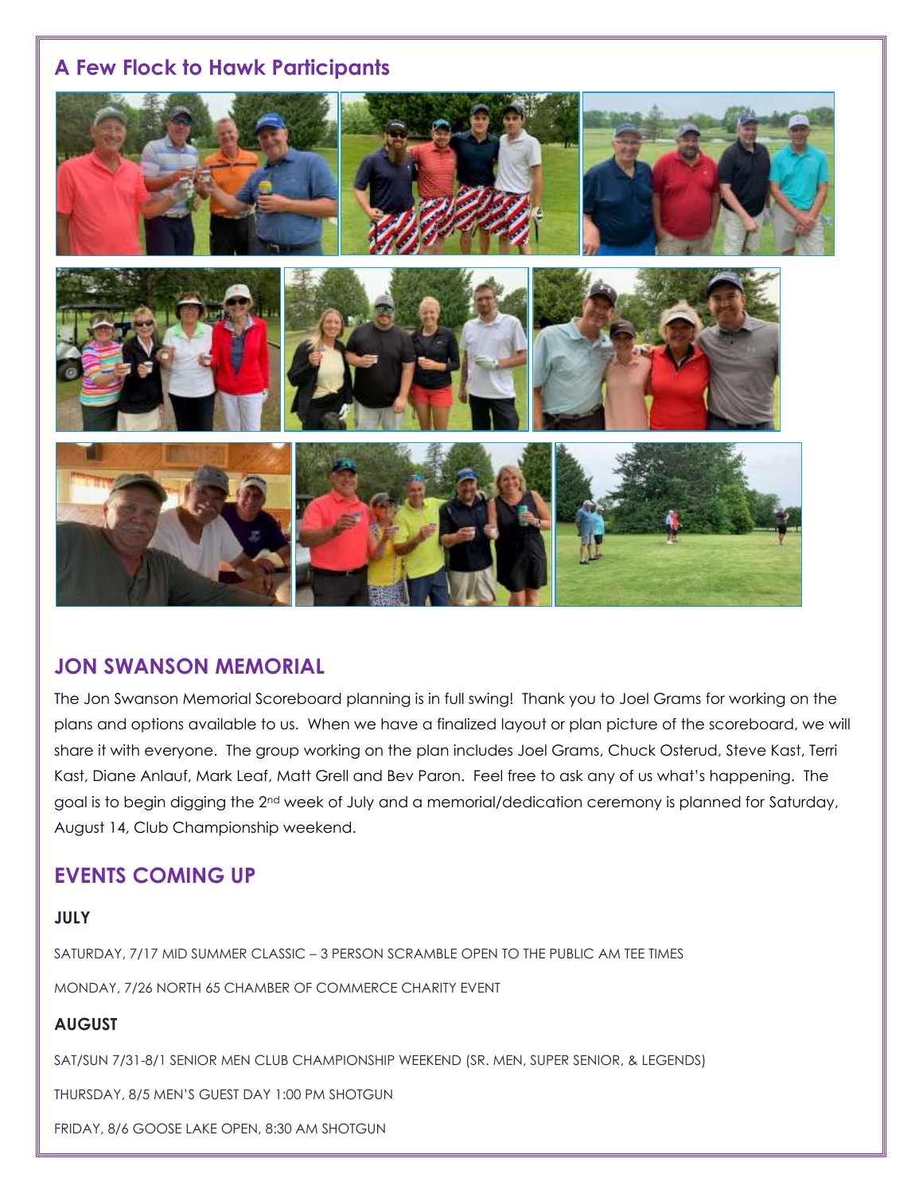## A Few Flock to Hawk Participants

## JON SWANSON MEMORIAL

The Jon Swanson Memorial Scoreboard planning is in full swing! Thank you to Joel Grams for working on the plans and options available to us. When we have a finalized layout or plan picture of the scoreboard, we will share it with everyone. The group working on the plan includes Joel Grams, Chuck Osterud, Steve Kast, Terri Kast, Diane Anlauf, Mark Leaf, Matt Grell and Bev Paron. Feel free to ask any of us what's happening. The goal is to begin digging the 2nd week of July and a memorial/dedication ceremony is planned for Saturday, August 14, Club Championship weekend.

## EVENTS COMING UP

### JULY

SATURDAY, 7/17 MID SUMMER CLASSIC – 3 PERSON SCRAMBLE OPEN TO THE PUBLIC AM TEE TIMES

MONDAY, 7/26 NORTH 65 CHAMBER OF COMMERCE CHARITY EVENT

### AUGUST

SAT/SUN 7/31-8/1 SENIOR MEN CLUB CHAMPIONSHIP WEEKEND (SR. MEN, SUPER SENIOR, & LEGENDS)

THURSDAY, 8/5 MEN'S GUEST DAY 1:00 PM SHOTGUN

FRIDAY, 8/6 GOOSE LAKE OPEN, 8:30 AM SHOTGUN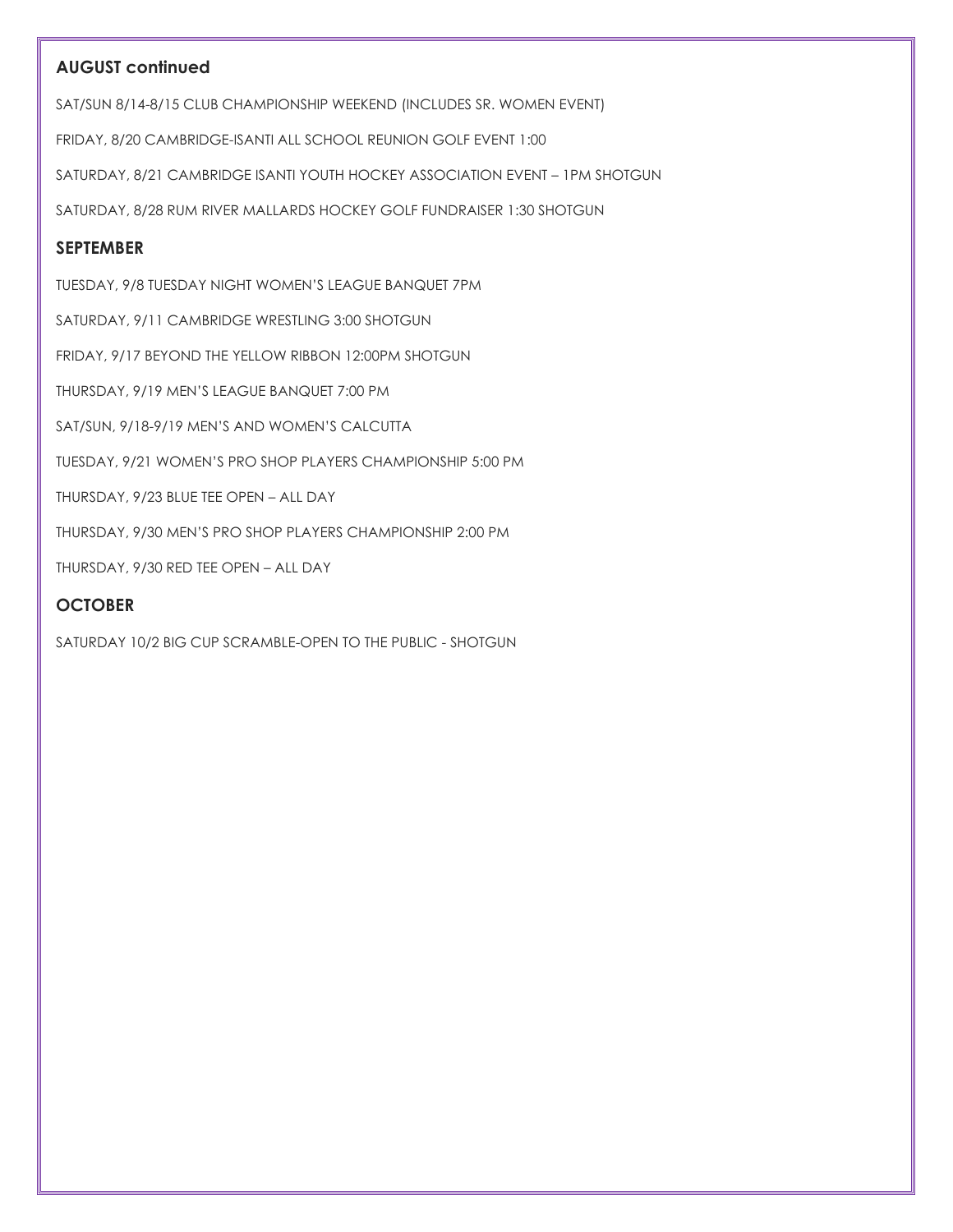## AUGUST continued

SAT/SUN 8/14-8/15 CLUB CHAMPIONSHIP WEEKEND (INCLUDES SR. WOMEN EVENT)

FRIDAY, 8/20 CAMBRIDGE-ISANTI ALL SCHOOL REUNION GOLF EVENT 1:00

SATURDAY, 8/21 CAMBRIDGE ISANTI YOUTH HOCKEY ASSOCIATION EVENT – 1PM SHOTGUN

SATURDAY, 8/28 RUM RIVER MALLARDS HOCKEY GOLF FUNDRAISER 1:30 SHOTGUN

## SEPTEMBER

TUESDAY, 9/8 TUESDAY NIGHT WOMEN'S LEAGUE BANQUET 7PM

SATURDAY, 9/11 CAMBRIDGE WRESTLING 3:00 SHOTGUN

FRIDAY, 9/17 BEYOND THE YELLOW RIBBON 12:00PM SHOTGUN

THURSDAY, 9/19 MEN'S LEAGUE BANQUET 7:00 PM

SAT/SUN, 9/18-9/19 MEN'S AND WOMEN'S CALCUTTA

TUESDAY, 9/21 WOMEN'S PRO SHOP PLAYERS CHAMPIONSHIP 5:00 PM

THURSDAY, 9/23 BLUE TEE OPEN – ALL DAY

THURSDAY, 9/30 MEN'S PRO SHOP PLAYERS CHAMPIONSHIP 2:00 PM

THURSDAY, 9/30 RED TEE OPEN – ALL DAY

## OCTOBER

SATURDAY 10/2 BIG CUP SCRAMBLE-OPEN TO THE PUBLIC - SHOTGUN